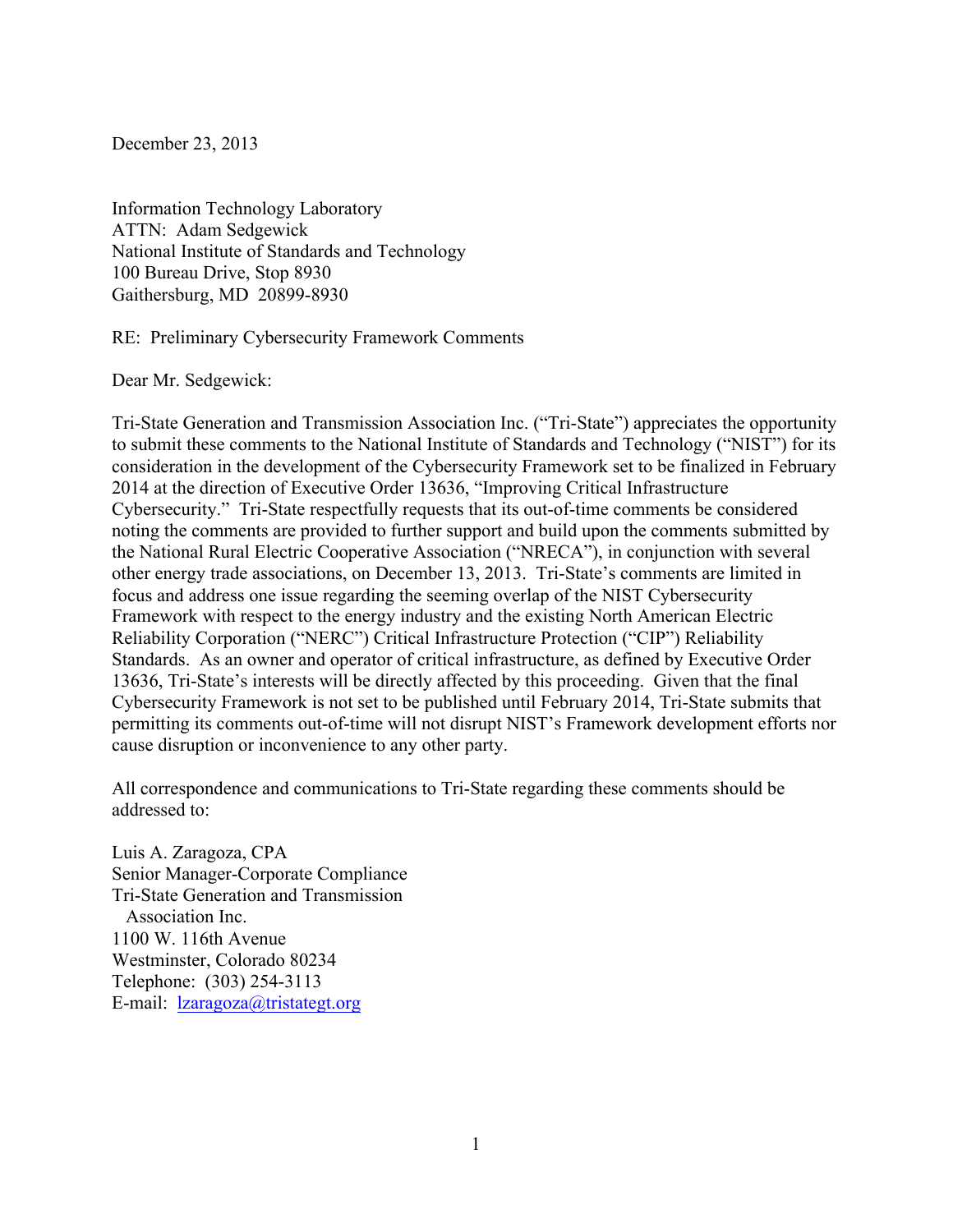December 23, 2013

Information Technology Laboratory
ATTN: Adam Sedgewick
National Institute of Standards and Technology
100 Bureau Drive, Stop 8930
Gaithersburg, MD 20899-8930

RE: Preliminary Cybersecurity Framework Comments

Dear Mr. Sedgewick:

Tri-State Generation and Transmission Association Inc. ("Tri-State") appreciates the opportunity to submit these comments to the National Institute of Standards and Technology ("NIST") for its consideration in the development of the Cybersecurity Framework set to be finalized in February 2014 at the direction of Executive Order 13636, "Improving Critical Infrastructure Cybersecurity." Tri-State respectfully requests that its out-of-time comments be considered noting the comments are provided to further support and build upon the comments submitted by the National Rural Electric Cooperative Association ("NRECA"), in conjunction with several other energy trade associations, on December 13, 2013. Tri-State's comments are limited in focus and address one issue regarding the seeming overlap of the NIST Cybersecurity Framework with respect to the energy industry and the existing North American Electric Reliability Corporation ("NERC") Critical Infrastructure Protection ("CIP") Reliability Standards. As an owner and operator of critical infrastructure, as defined by Executive Order 13636, Tri-State's interests will be directly affected by this proceeding. Given that the final Cybersecurity Framework is not set to be published until February 2014, Tri-State submits that permitting its comments out-of-time will not disrupt NIST's Framework development efforts nor cause disruption or inconvenience to any other party.

All correspondence and communications to Tri-State regarding these comments should be addressed to:

Luis A. Zaragoza, CPA
Senior Manager-Corporate Compliance
Tri-State Generation and Transmission
  Association Inc.
1100 W. 116th Avenue
Westminster, Colorado 80234
Telephone: (303) 254-3113
E-mail: lzaragoza@tristategt.org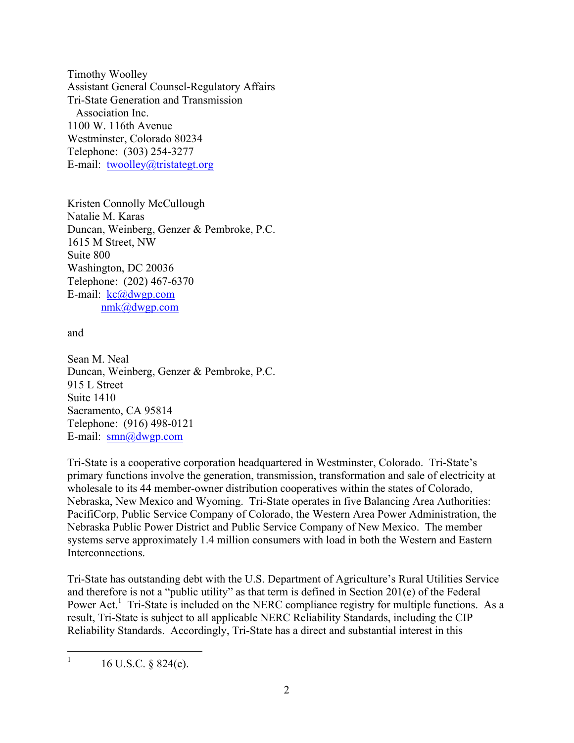Timothy Woolley
Assistant General Counsel-Regulatory Affairs
Tri-State Generation and Transmission
Association Inc.
1100 W. 116th Avenue
Westminster, Colorado 80234
Telephone: (303) 254-3277
E-mail: twoolley@tristategt.org

Kristen Connolly McCullough
Natalie M. Karas
Duncan, Weinberg, Genzer & Pembroke, P.C.
1615 M Street, NW
Suite 800
Washington, DC 20036
Telephone: (202) 467-6370
E-mail: kc@dwgp.com
nmk@dwgp.com

and

Sean M. Neal
Duncan, Weinberg, Genzer & Pembroke, P.C.
915 L Street
Suite 1410
Sacramento, CA 95814
Telephone: (916) 498-0121
E-mail: smn@dwgp.com

Tri-State is a cooperative corporation headquartered in Westminster, Colorado. Tri-State's primary functions involve the generation, transmission, transformation and sale of electricity at wholesale to its 44 member-owner distribution cooperatives within the states of Colorado, Nebraska, New Mexico and Wyoming. Tri-State operates in five Balancing Area Authorities: PacifiCorp, Public Service Company of Colorado, the Western Area Power Administration, the Nebraska Public Power District and Public Service Company of New Mexico. The member systems serve approximately 1.4 million consumers with load in both the Western and Eastern Interconnections.

Tri-State has outstanding debt with the U.S. Department of Agriculture's Rural Utilities Service and therefore is not a "public utility" as that term is defined in Section 201(e) of the Federal Power Act.[1] Tri-State is included on the NERC compliance registry for multiple functions. As a result, Tri-State is subject to all applicable NERC Reliability Standards, including the CIP Reliability Standards. Accordingly, Tri-State has a direct and substantial interest in this

[1] 16 U.S.C. § 824(e).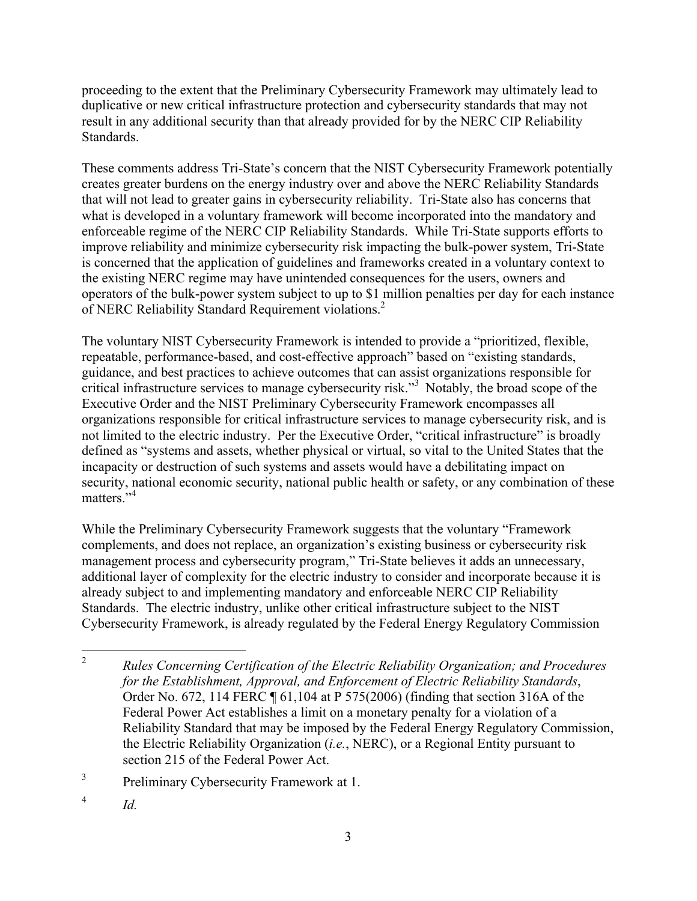proceeding to the extent that the Preliminary Cybersecurity Framework may ultimately lead to duplicative or new critical infrastructure protection and cybersecurity standards that may not result in any additional security than that already provided for by the NERC CIP Reliability Standards.

These comments address Tri-State's concern that the NIST Cybersecurity Framework potentially creates greater burdens on the energy industry over and above the NERC Reliability Standards that will not lead to greater gains in cybersecurity reliability. Tri-State also has concerns that what is developed in a voluntary framework will become incorporated into the mandatory and enforceable regime of the NERC CIP Reliability Standards. While Tri-State supports efforts to improve reliability and minimize cybersecurity risk impacting the bulk-power system, Tri-State is concerned that the application of guidelines and frameworks created in a voluntary context to the existing NERC regime may have unintended consequences for the users, owners and operators of the bulk-power system subject to up to $1 million penalties per day for each instance of NERC Reliability Standard Requirement violations.[2]

The voluntary NIST Cybersecurity Framework is intended to provide a "prioritized, flexible, repeatable, performance-based, and cost-effective approach" based on "existing standards, guidance, and best practices to achieve outcomes that can assist organizations responsible for critical infrastructure services to manage cybersecurity risk."[3] Notably, the broad scope of the Executive Order and the NIST Preliminary Cybersecurity Framework encompasses all organizations responsible for critical infrastructure services to manage cybersecurity risk, and is not limited to the electric industry. Per the Executive Order, "critical infrastructure" is broadly defined as "systems and assets, whether physical or virtual, so vital to the United States that the incapacity or destruction of such systems and assets would have a debilitating impact on security, national economic security, national public health or safety, or any combination of these matters."[4]

While the Preliminary Cybersecurity Framework suggests that the voluntary "Framework complements, and does not replace, an organization's existing business or cybersecurity risk management process and cybersecurity program," Tri-State believes it adds an unnecessary, additional layer of complexity for the electric industry to consider and incorporate because it is already subject to and implementing mandatory and enforceable NERC CIP Reliability Standards. The electric industry, unlike other critical infrastructure subject to the NIST Cybersecurity Framework, is already regulated by the Federal Energy Regulatory Commission

---

[2] *Rules Concerning Certification of the Electric Reliability Organization; and Procedures for the Establishment, Approval, and Enforcement of Electric Reliability Standards*, Order No. 672, 114 FERC ¶ 61,104 at P 575(2006) (finding that section 316A of the Federal Power Act establishes a limit on a monetary penalty for a violation of a Reliability Standard that may be imposed by the Federal Energy Regulatory Commission, the Electric Reliability Organization (*i.e.*, NERC), or a Regional Entity pursuant to section 215 of the Federal Power Act.

[3] Preliminary Cybersecurity Framework at 1.

[4] *Id.*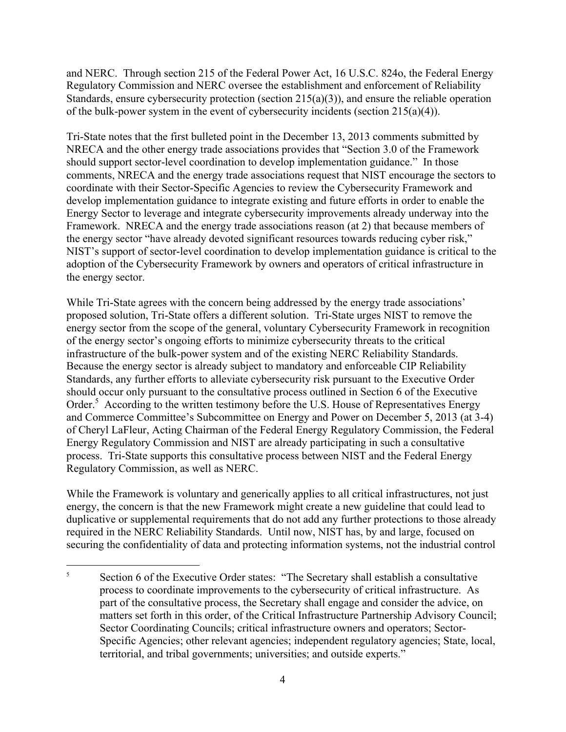and NERC. Through section 215 of the Federal Power Act, 16 U.S.C. 824o, the Federal Energy Regulatory Commission and NERC oversee the establishment and enforcement of Reliability Standards, ensure cybersecurity protection (section 215(a)(3)), and ensure the reliable operation of the bulk-power system in the event of cybersecurity incidents (section 215(a)(4)).

Tri-State notes that the first bulleted point in the December 13, 2013 comments submitted by NRECA and the other energy trade associations provides that "Section 3.0 of the Framework should support sector-level coordination to develop implementation guidance." In those comments, NRECA and the energy trade associations request that NIST encourage the sectors to coordinate with their Sector-Specific Agencies to review the Cybersecurity Framework and develop implementation guidance to integrate existing and future efforts in order to enable the Energy Sector to leverage and integrate cybersecurity improvements already underway into the Framework. NRECA and the energy trade associations reason (at 2) that because members of the energy sector "have already devoted significant resources towards reducing cyber risk," NIST's support of sector-level coordination to develop implementation guidance is critical to the adoption of the Cybersecurity Framework by owners and operators of critical infrastructure in the energy sector.

While Tri-State agrees with the concern being addressed by the energy trade associations' proposed solution, Tri-State offers a different solution. Tri-State urges NIST to remove the energy sector from the scope of the general, voluntary Cybersecurity Framework in recognition of the energy sector's ongoing efforts to minimize cybersecurity threats to the critical infrastructure of the bulk-power system and of the existing NERC Reliability Standards. Because the energy sector is already subject to mandatory and enforceable CIP Reliability Standards, any further efforts to alleviate cybersecurity risk pursuant to the Executive Order should occur only pursuant to the consultative process outlined in Section 6 of the Executive Order.[5] According to the written testimony before the U.S. House of Representatives Energy and Commerce Committee's Subcommittee on Energy and Power on December 5, 2013 (at 3-4) of Cheryl LaFleur, Acting Chairman of the Federal Energy Regulatory Commission, the Federal Energy Regulatory Commission and NIST are already participating in such a consultative process. Tri-State supports this consultative process between NIST and the Federal Energy Regulatory Commission, as well as NERC.

While the Framework is voluntary and generically applies to all critical infrastructures, not just energy, the concern is that the new Framework might create a new guideline that could lead to duplicative or supplemental requirements that do not add any further protections to those already required in the NERC Reliability Standards. Until now, NIST has, by and large, focused on securing the confidentiality of data and protecting information systems, not the industrial control

[5] Section 6 of the Executive Order states: "The Secretary shall establish a consultative process to coordinate improvements to the cybersecurity of critical infrastructure. As part of the consultative process, the Secretary shall engage and consider the advice, on matters set forth in this order, of the Critical Infrastructure Partnership Advisory Council; Sector Coordinating Councils; critical infrastructure owners and operators; Sector-Specific Agencies; other relevant agencies; independent regulatory agencies; State, local, territorial, and tribal governments; universities; and outside experts."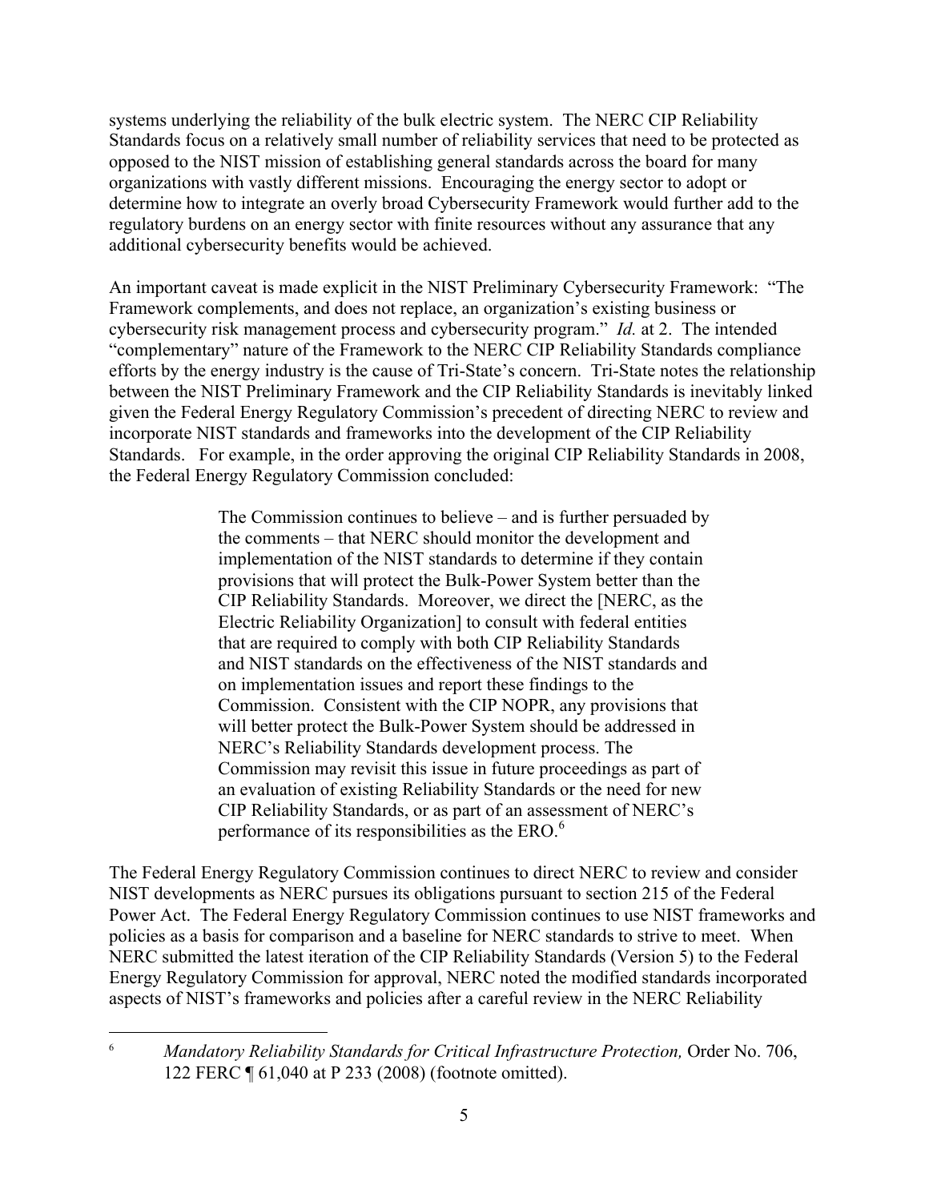systems underlying the reliability of the bulk electric system. The NERC CIP Reliability Standards focus on a relatively small number of reliability services that need to be protected as opposed to the NIST mission of establishing general standards across the board for many organizations with vastly different missions. Encouraging the energy sector to adopt or determine how to integrate an overly broad Cybersecurity Framework would further add to the regulatory burdens on an energy sector with finite resources without any assurance that any additional cybersecurity benefits would be achieved.

An important caveat is made explicit in the NIST Preliminary Cybersecurity Framework: "The Framework complements, and does not replace, an organization's existing business or cybersecurity risk management process and cybersecurity program." *Id.* at 2. The intended "complementary" nature of the Framework to the NERC CIP Reliability Standards compliance efforts by the energy industry is the cause of Tri-State's concern. Tri-State notes the relationship between the NIST Preliminary Framework and the CIP Reliability Standards is inevitably linked given the Federal Energy Regulatory Commission's precedent of directing NERC to review and incorporate NIST standards and frameworks into the development of the CIP Reliability Standards. For example, in the order approving the original CIP Reliability Standards in 2008, the Federal Energy Regulatory Commission concluded:

> The Commission continues to believe – and is further persuaded by the comments – that NERC should monitor the development and implementation of the NIST standards to determine if they contain provisions that will protect the Bulk-Power System better than the CIP Reliability Standards. Moreover, we direct the [NERC, as the Electric Reliability Organization] to consult with federal entities that are required to comply with both CIP Reliability Standards and NIST standards on the effectiveness of the NIST standards and on implementation issues and report these findings to the Commission. Consistent with the CIP NOPR, any provisions that will better protect the Bulk-Power System should be addressed in NERC's Reliability Standards development process. The Commission may revisit this issue in future proceedings as part of an evaluation of existing Reliability Standards or the need for new CIP Reliability Standards, or as part of an assessment of NERC's performance of its responsibilities as the ERO.[6]

The Federal Energy Regulatory Commission continues to direct NERC to review and consider NIST developments as NERC pursues its obligations pursuant to section 215 of the Federal Power Act. The Federal Energy Regulatory Commission continues to use NIST frameworks and policies as a basis for comparison and a baseline for NERC standards to strive to meet. When NERC submitted the latest iteration of the CIP Reliability Standards (Version 5) to the Federal Energy Regulatory Commission for approval, NERC noted the modified standards incorporated aspects of NIST's frameworks and policies after a careful review in the NERC Reliability

---

[6] *Mandatory Reliability Standards for Critical Infrastructure Protection,* Order No. 706, 122 FERC ¶ 61,040 at P 233 (2008) (footnote omitted).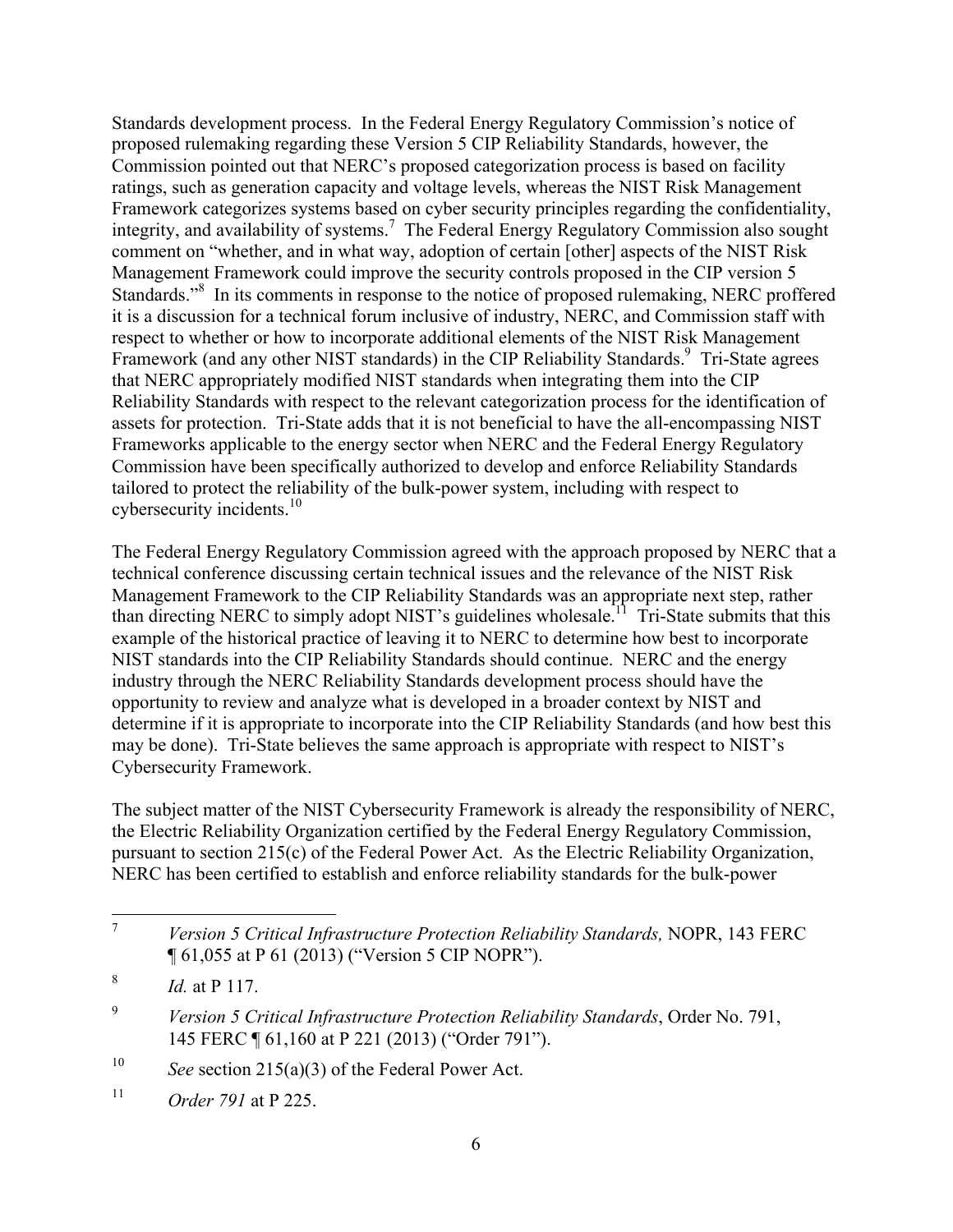Standards development process. In the Federal Energy Regulatory Commission's notice of proposed rulemaking regarding these Version 5 CIP Reliability Standards, however, the Commission pointed out that NERC's proposed categorization process is based on facility ratings, such as generation capacity and voltage levels, whereas the NIST Risk Management Framework categorizes systems based on cyber security principles regarding the confidentiality, integrity, and availability of systems.[7] The Federal Energy Regulatory Commission also sought comment on "whether, and in what way, adoption of certain [other] aspects of the NIST Risk Management Framework could improve the security controls proposed in the CIP version 5 Standards."[8] In its comments in response to the notice of proposed rulemaking, NERC proffered it is a discussion for a technical forum inclusive of industry, NERC, and Commission staff with respect to whether or how to incorporate additional elements of the NIST Risk Management Framework (and any other NIST standards) in the CIP Reliability Standards.[9] Tri-State agrees that NERC appropriately modified NIST standards when integrating them into the CIP Reliability Standards with respect to the relevant categorization process for the identification of assets for protection. Tri-State adds that it is not beneficial to have the all-encompassing NIST Frameworks applicable to the energy sector when NERC and the Federal Energy Regulatory Commission have been specifically authorized to develop and enforce Reliability Standards tailored to protect the reliability of the bulk-power system, including with respect to cybersecurity incidents.[10]

The Federal Energy Regulatory Commission agreed with the approach proposed by NERC that a technical conference discussing certain technical issues and the relevance of the NIST Risk Management Framework to the CIP Reliability Standards was an appropriate next step, rather than directing NERC to simply adopt NIST's guidelines wholesale.[11] Tri-State submits that this example of the historical practice of leaving it to NERC to determine how best to incorporate NIST standards into the CIP Reliability Standards should continue. NERC and the energy industry through the NERC Reliability Standards development process should have the opportunity to review and analyze what is developed in a broader context by NIST and determine if it is appropriate to incorporate into the CIP Reliability Standards (and how best this may be done). Tri-State believes the same approach is appropriate with respect to NIST's Cybersecurity Framework.

The subject matter of the NIST Cybersecurity Framework is already the responsibility of NERC, the Electric Reliability Organization certified by the Federal Energy Regulatory Commission, pursuant to section 215(c) of the Federal Power Act. As the Electric Reliability Organization, NERC has been certified to establish and enforce reliability standards for the bulk-power

---

[7] *Version 5 Critical Infrastructure Protection Reliability Standards,* NOPR, 143 FERC ¶ 61,055 at P 61 (2013) ("Version 5 CIP NOPR").

[8] *Id.* at P 117.

[9] *Version 5 Critical Infrastructure Protection Reliability Standards*, Order No. 791, 145 FERC ¶ 61,160 at P 221 (2013) ("Order 791").

[10] *See* section 215(a)(3) of the Federal Power Act.

[11] *Order 791* at P 225.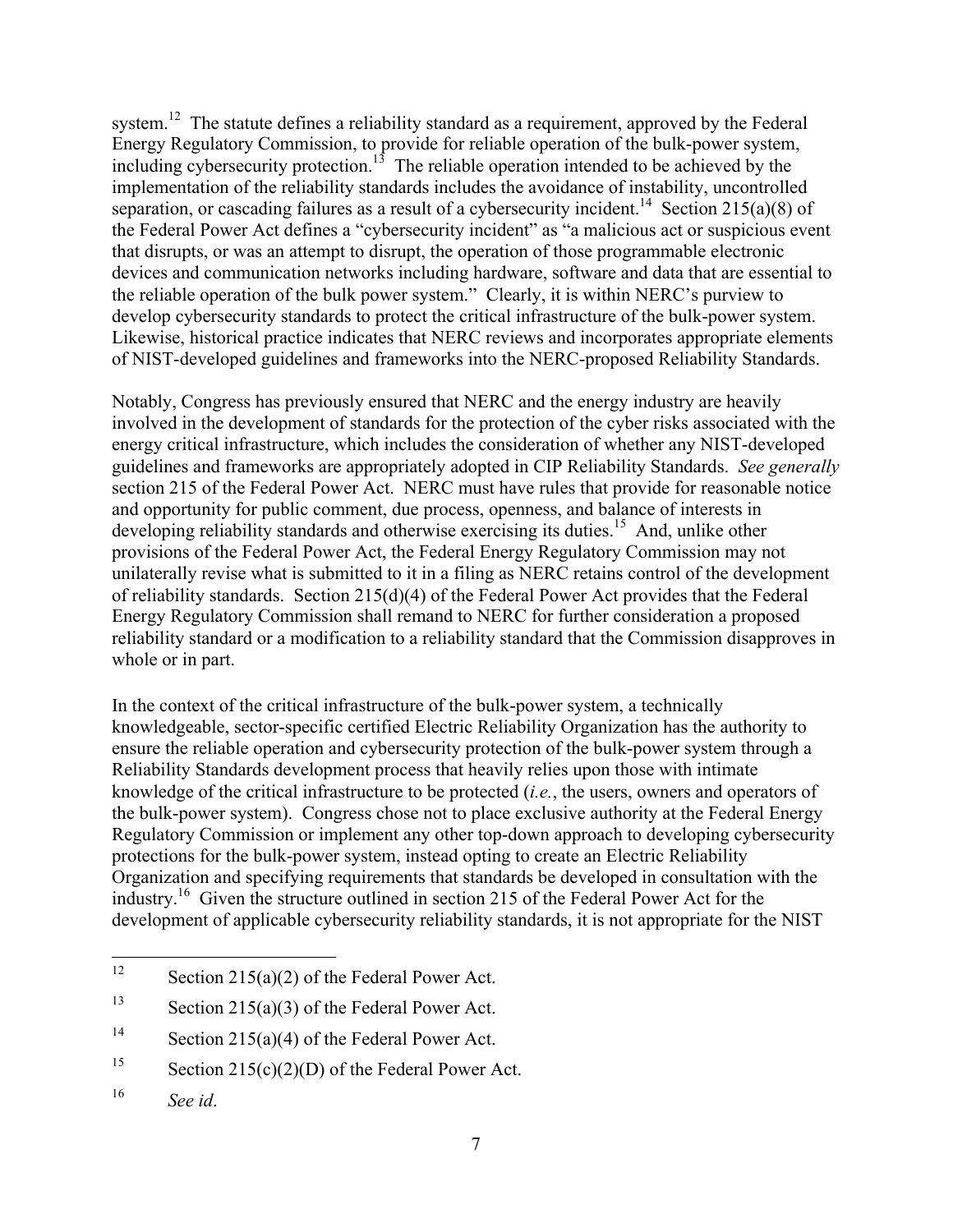system.[12] The statute defines a reliability standard as a requirement, approved by the Federal Energy Regulatory Commission, to provide for reliable operation of the bulk-power system, including cybersecurity protection.[13] The reliable operation intended to be achieved by the implementation of the reliability standards includes the avoidance of instability, uncontrolled separation, or cascading failures as a result of a cybersecurity incident.[14] Section 215(a)(8) of the Federal Power Act defines a "cybersecurity incident" as "a malicious act or suspicious event that disrupts, or was an attempt to disrupt, the operation of those programmable electronic devices and communication networks including hardware, software and data that are essential to the reliable operation of the bulk power system." Clearly, it is within NERC's purview to develop cybersecurity standards to protect the critical infrastructure of the bulk-power system. Likewise, historical practice indicates that NERC reviews and incorporates appropriate elements of NIST-developed guidelines and frameworks into the NERC-proposed Reliability Standards.

Notably, Congress has previously ensured that NERC and the energy industry are heavily involved in the development of standards for the protection of the cyber risks associated with the energy critical infrastructure, which includes the consideration of whether any NIST-developed guidelines and frameworks are appropriately adopted in CIP Reliability Standards. *See generally* section 215 of the Federal Power Act. NERC must have rules that provide for reasonable notice and opportunity for public comment, due process, openness, and balance of interests in developing reliability standards and otherwise exercising its duties.[15] And, unlike other provisions of the Federal Power Act, the Federal Energy Regulatory Commission may not unilaterally revise what is submitted to it in a filing as NERC retains control of the development of reliability standards. Section 215(d)(4) of the Federal Power Act provides that the Federal Energy Regulatory Commission shall remand to NERC for further consideration a proposed reliability standard or a modification to a reliability standard that the Commission disapproves in whole or in part.

In the context of the critical infrastructure of the bulk-power system, a technically knowledgeable, sector-specific certified Electric Reliability Organization has the authority to ensure the reliable operation and cybersecurity protection of the bulk-power system through a Reliability Standards development process that heavily relies upon those with intimate knowledge of the critical infrastructure to be protected (*i.e.*, the users, owners and operators of the bulk-power system). Congress chose not to place exclusive authority at the Federal Energy Regulatory Commission or implement any other top-down approach to developing cybersecurity protections for the bulk-power system, instead opting to create an Electric Reliability Organization and specifying requirements that standards be developed in consultation with the industry.[16] Given the structure outlined in section 215 of the Federal Power Act for the development of applicable cybersecurity reliability standards, it is not appropriate for the NIST

---

[12] Section 215(a)(2) of the Federal Power Act.

[13] Section 215(a)(3) of the Federal Power Act.

[14] Section 215(a)(4) of the Federal Power Act.

[15] Section 215(c)(2)(D) of the Federal Power Act.

[16] *See id*.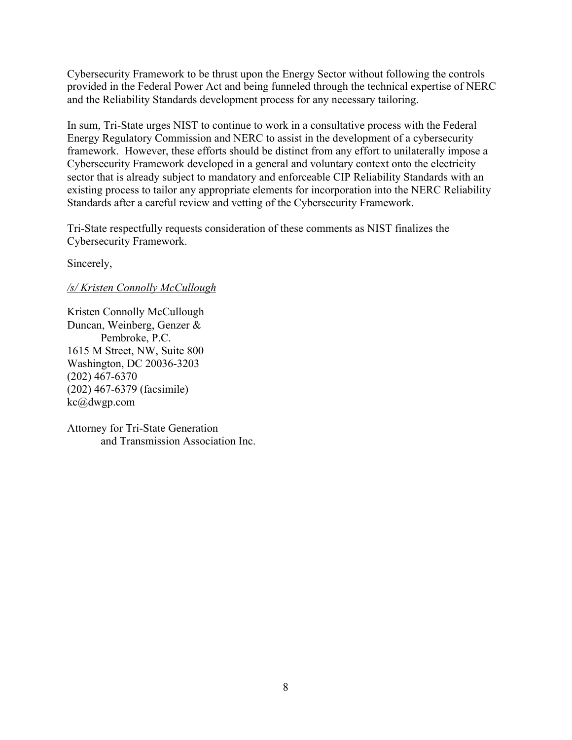Cybersecurity Framework to be thrust upon the Energy Sector without following the controls provided in the Federal Power Act and being funneled through the technical expertise of NERC and the Reliability Standards development process for any necessary tailoring.

In sum, Tri-State urges NIST to continue to work in a consultative process with the Federal Energy Regulatory Commission and NERC to assist in the development of a cybersecurity framework. However, these efforts should be distinct from any effort to unilaterally impose a Cybersecurity Framework developed in a general and voluntary context onto the electricity sector that is already subject to mandatory and enforceable CIP Reliability Standards with an existing process to tailor any appropriate elements for incorporation into the NERC Reliability Standards after a careful review and vetting of the Cybersecurity Framework.

Tri-State respectfully requests consideration of these comments as NIST finalizes the Cybersecurity Framework.

Sincerely,

*/s/ Kristen Connolly McCullough*

Kristen Connolly McCullough
Duncan, Weinberg, Genzer &
Pembroke, P.C.
1615 M Street, NW, Suite 800
Washington, DC 20036-3203
(202) 467-6370
(202) 467-6379 (facsimile)
kc@dwgp.com

Attorney for Tri-State Generation
and Transmission Association Inc.